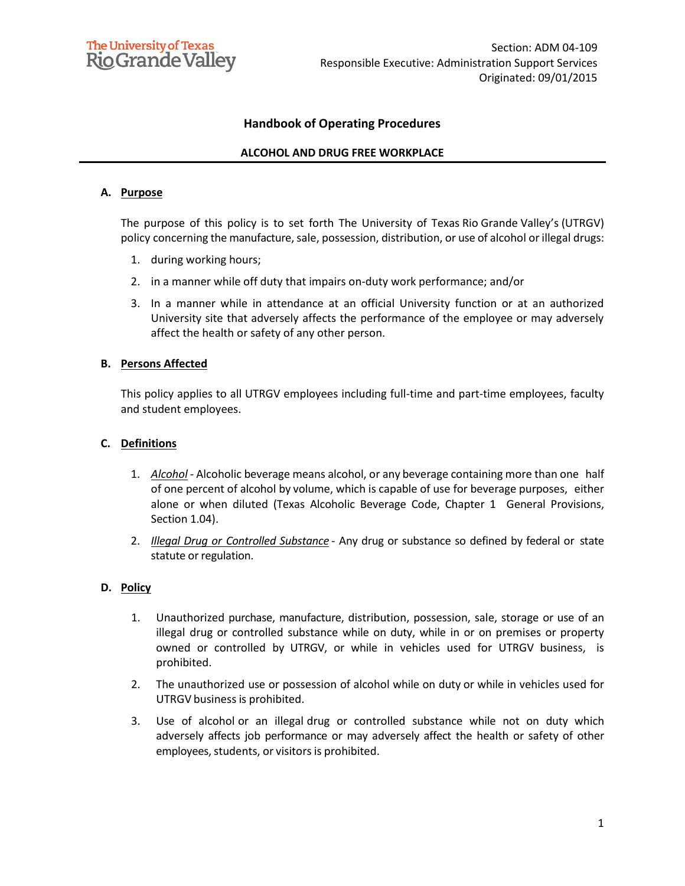The University of Texas Rio Grande Valley

Section: ADM 04-109
Responsible Executive: Administration Support Services
Originated: 09/01/2015

# Handbook of Operating Procedures

## ALCOHOL AND DRUG FREE WORKPLACE

### A. Purpose

The purpose of this policy is to set forth The University of Texas Rio Grande Valley's (UTRGV) policy concerning the manufacture, sale, possession, distribution, or use of alcohol or illegal drugs:

1. during working hours;
2. in a manner while off duty that impairs on-duty work performance; and/or
3. In a manner while in attendance at an official University function or at an authorized University site that adversely affects the performance of the employee or may adversely affect the health or safety of any other person.

### B. Persons Affected

This policy applies to all UTRGV employees including full-time and part-time employees, faculty and student employees.

### C. Definitions

1. *Alcohol* - Alcoholic beverage means alcohol, or any beverage containing more than one half of one percent of alcohol by volume, which is capable of use for beverage purposes, either alone or when diluted (Texas Alcoholic Beverage Code, Chapter 1 General Provisions, Section 1.04).
2. *Illegal Drug or Controlled Substance* - Any drug or substance so defined by federal or state statute or regulation.

### D. Policy

1. Unauthorized purchase, manufacture, distribution, possession, sale, storage or use of an illegal drug or controlled substance while on duty, while in or on premises or property owned or controlled by UTRGV, or while in vehicles used for UTRGV business, is prohibited.
2. The unauthorized use or possession of alcohol while on duty or while in vehicles used for UTRGV business is prohibited.
3. Use of alcohol or an illegal drug or controlled substance while not on duty which adversely affects job performance or may adversely affect the health or safety of other employees, students, or visitors is prohibited.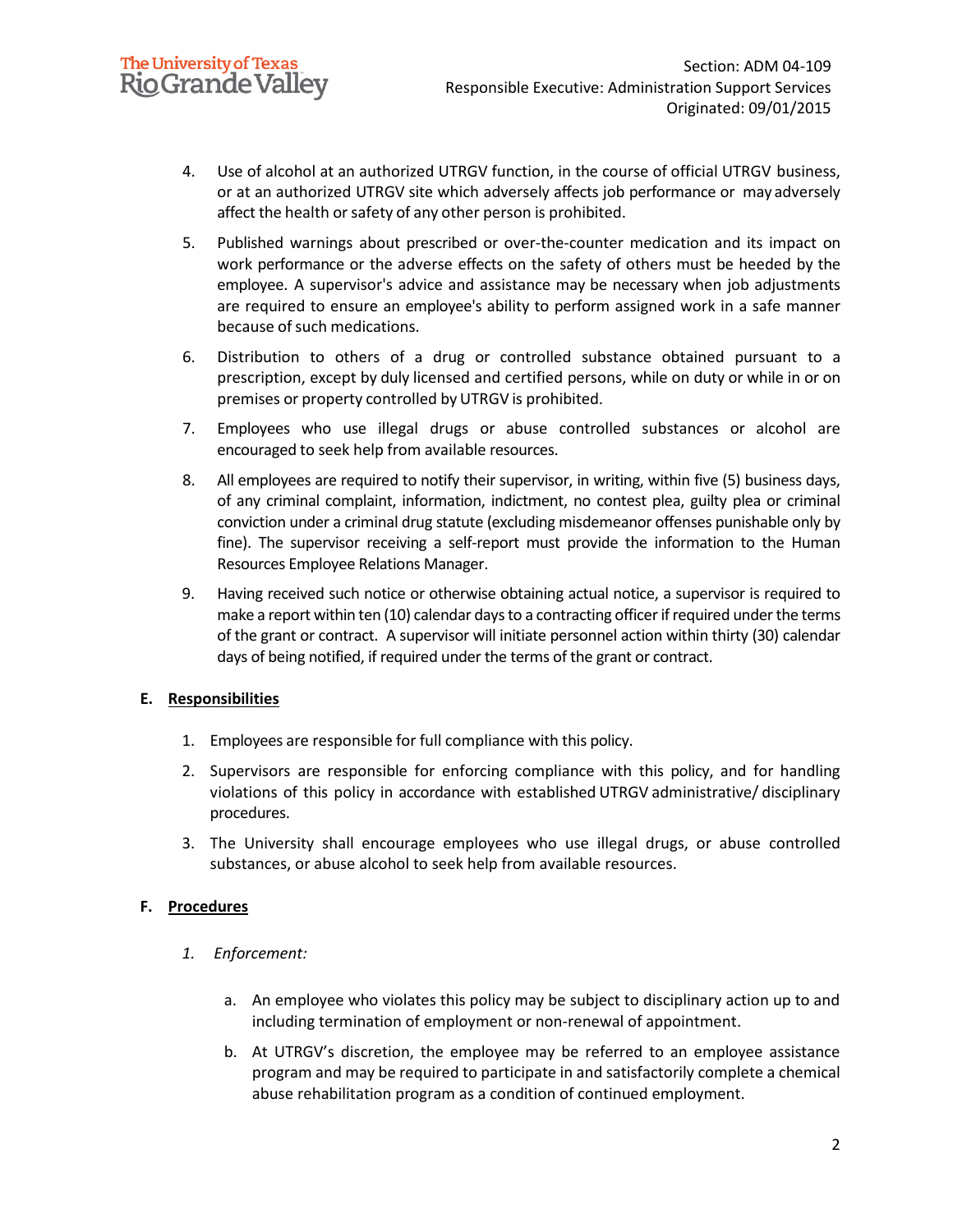4. Use of alcohol at an authorized UTRGV function, in the course of official UTRGV business, or at an authorized UTRGV site which adversely affects job performance or may adversely affect the health or safety of any other person is prohibited.

5. Published warnings about prescribed or over-the-counter medication and its impact on work performance or the adverse effects on the safety of others must be heeded by the employee. A supervisor's advice and assistance may be necessary when job adjustments are required to ensure an employee's ability to perform assigned work in a safe manner because of such medications.

6. Distribution to others of a drug or controlled substance obtained pursuant to a prescription, except by duly licensed and certified persons, while on duty or while in or on premises or property controlled by UTRGV is prohibited.

7. Employees who use illegal drugs or abuse controlled substances or alcohol are encouraged to seek help from available resources.

8. All employees are required to notify their supervisor, in writing, within five (5) business days, of any criminal complaint, information, indictment, no contest plea, guilty plea or criminal conviction under a criminal drug statute (excluding misdemeanor offenses punishable only by fine). The supervisor receiving a self-report must provide the information to the Human Resources Employee Relations Manager.

9. Having received such notice or otherwise obtaining actual notice, a supervisor is required to make a report within ten (10) calendar days to a contracting officer if required under the terms of the grant or contract. A supervisor will initiate personnel action within thirty (30) calendar days of being notified, if required under the terms of the grant or contract.

## E. Responsibilities

1. Employees are responsible for full compliance with this policy.

2. Supervisors are responsible for enforcing compliance with this policy, and for handling violations of this policy in accordance with established UTRGV administrative/ disciplinary procedures.

3. The University shall encourage employees who use illegal drugs, or abuse controlled substances, or abuse alcohol to seek help from available resources.

## F. Procedures

1. *Enforcement:*

   a. An employee who violates this policy may be subject to disciplinary action up to and including termination of employment or non-renewal of appointment.

   b. At UTRGV's discretion, the employee may be referred to an employee assistance program and may be required to participate in and satisfactorily complete a chemical abuse rehabilitation program as a condition of continued employment.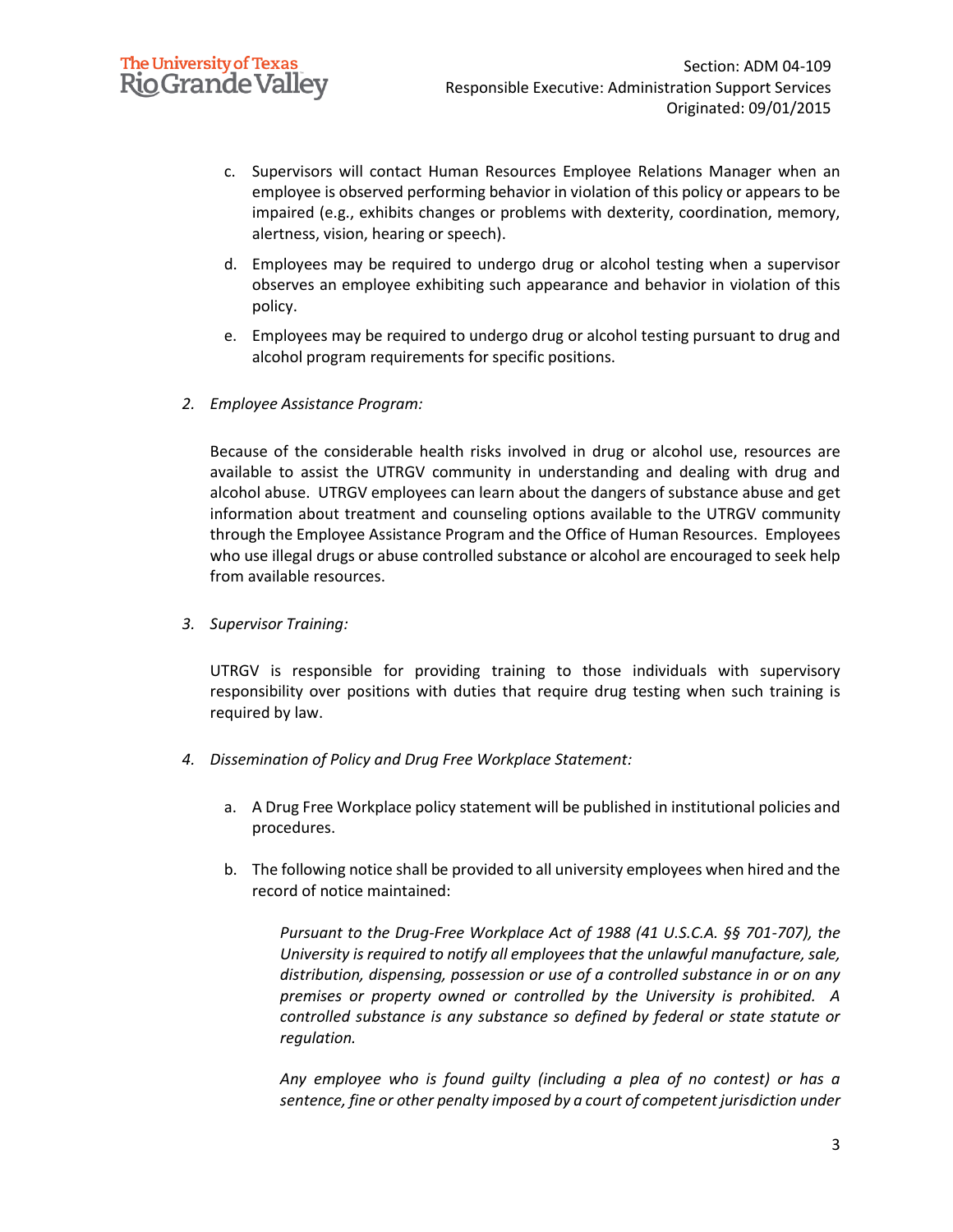c. Supervisors will contact Human Resources Employee Relations Manager when an employee is observed performing behavior in violation of this policy or appears to be impaired (e.g., exhibits changes or problems with dexterity, coordination, memory, alertness, vision, hearing or speech).

d. Employees may be required to undergo drug or alcohol testing when a supervisor observes an employee exhibiting such appearance and behavior in violation of this policy.

e. Employees may be required to undergo drug or alcohol testing pursuant to drug and alcohol program requirements for specific positions.

2. *Employee Assistance Program:*

   Because of the considerable health risks involved in drug or alcohol use, resources are available to assist the UTRGV community in understanding and dealing with drug and alcohol abuse. UTRGV employees can learn about the dangers of substance abuse and get information about treatment and counseling options available to the UTRGV community through the Employee Assistance Program and the Office of Human Resources. Employees who use illegal drugs or abuse controlled substance or alcohol are encouraged to seek help from available resources.

3. *Supervisor Training:*

   UTRGV is responsible for providing training to those individuals with supervisory responsibility over positions with duties that require drug testing when such training is required by law.

4. *Dissemination of Policy and Drug Free Workplace Statement:*

   a. A Drug Free Workplace policy statement will be published in institutional policies and procedures.

   b. The following notice shall be provided to all university employees when hired and the record of notice maintained:

      *Pursuant to the Drug-Free Workplace Act of 1988 (41 U.S.C.A. §§ 701-707), the University is required to notify all employees that the unlawful manufacture, sale, distribution, dispensing, possession or use of a controlled substance in or on any premises or property owned or controlled by the University is prohibited. A controlled substance is any substance so defined by federal or state statute or regulation.*

      *Any employee who is found guilty (including a plea of no contest) or has a sentence, fine or other penalty imposed by a court of competent jurisdiction under*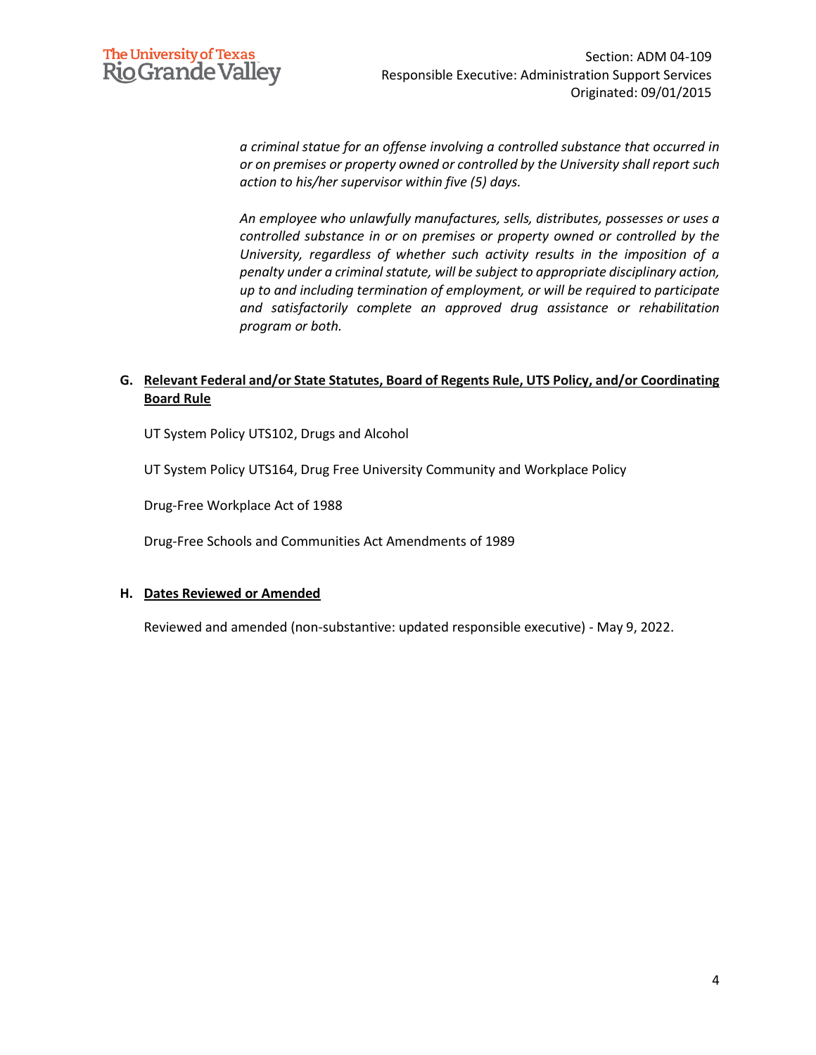*a criminal statue for an offense involving a controlled substance that occurred in or on premises or property owned or controlled by the University shall report such action to his/her supervisor within five (5) days.*

*An employee who unlawfully manufactures, sells, distributes, possesses or uses a controlled substance in or on premises or property owned or controlled by the University, regardless of whether such activity results in the imposition of a penalty under a criminal statute, will be subject to appropriate disciplinary action, up to and including termination of employment, or will be required to participate and satisfactorily complete an approved drug assistance or rehabilitation program or both.*

## G. Relevant Federal and/or State Statutes, Board of Regents Rule, UTS Policy, and/or Coordinating Board Rule

UT System Policy UTS102, Drugs and Alcohol

UT System Policy UTS164, Drug Free University Community and Workplace Policy

Drug-Free Workplace Act of 1988

Drug-Free Schools and Communities Act Amendments of 1989

## H. Dates Reviewed or Amended

Reviewed and amended (non-substantive: updated responsible executive) - May 9, 2022.